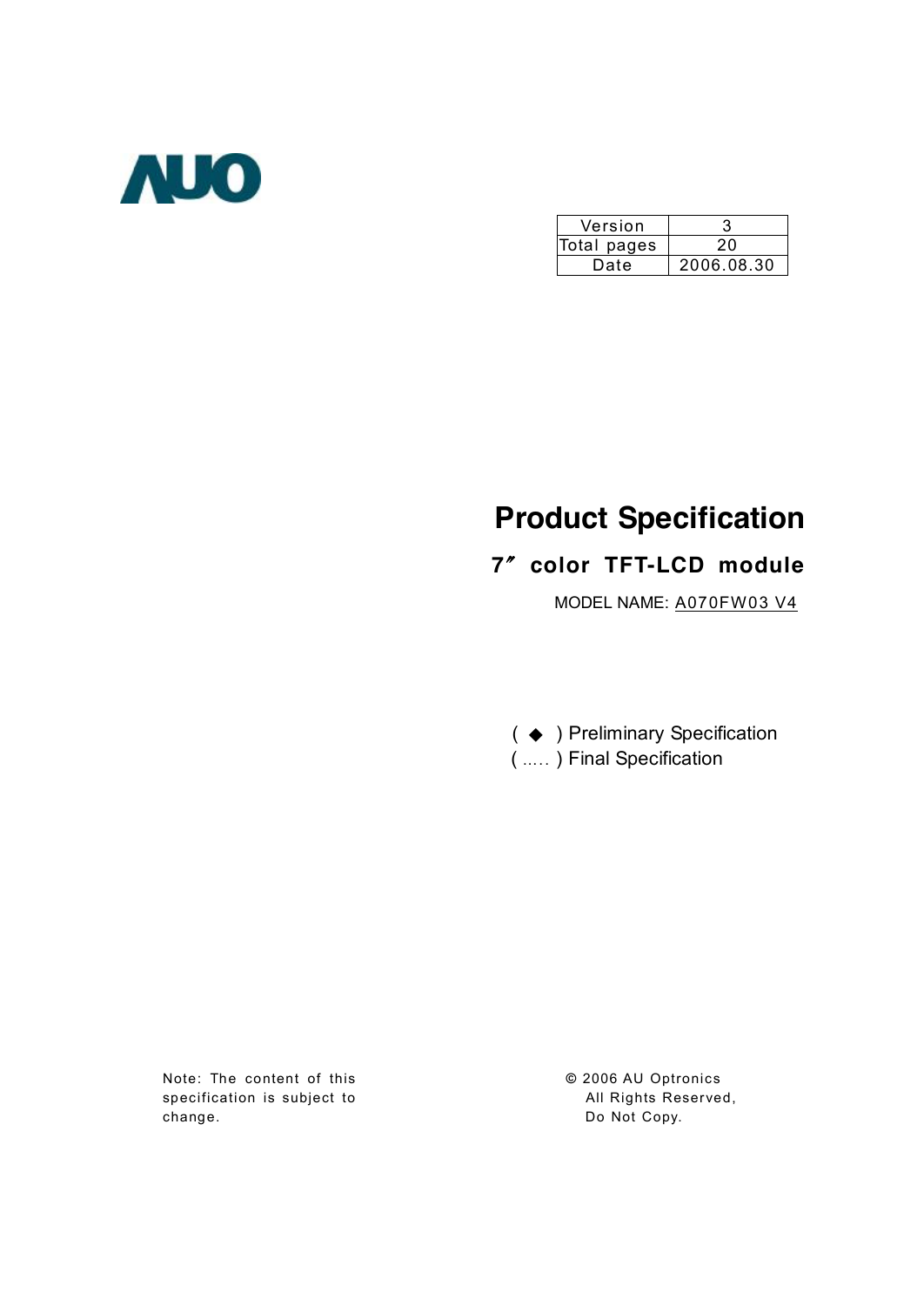AUO

| Version | 3 |
| --- | --- |
| Total pages | 20 |
| Date | 2006.08.30 |

# Product Specification

## 7″ color TFT-LCD module

MODEL NAME: A070FW03 V4

( ◆ ) Preliminary Specification
( ….. ) Final Specification

Note: The content of this specification is subject to change.

© 2006 AU Optronics
All Rights Reserved,
Do Not Copy.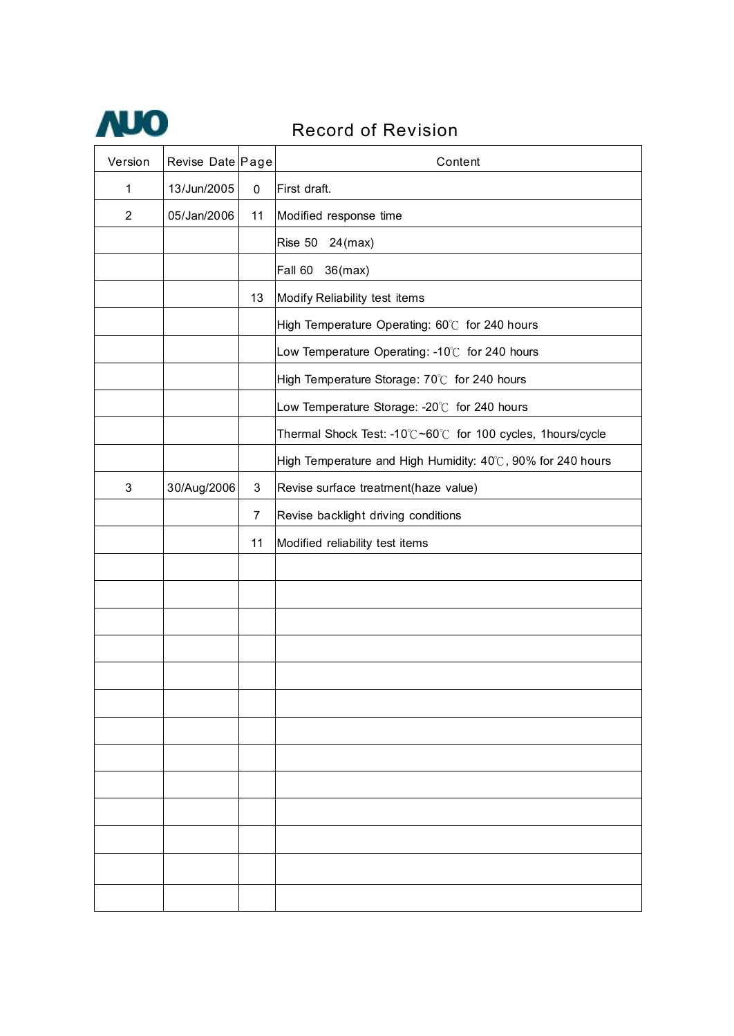# Record of Revision

| Version | Revise Date | Page | Content |
|---|---|---|---|
| 1 | 13/Jun/2005 | 0 | First draft. |
| 2 | 05/Jan/2006 | 11 | Modified response time |
| | | | Rise 50 24(max) |
| | | | Fall 60 36(max) |
| | | 13 | Modify Reliability test items |
| | | | High Temperature Operating: 60℃ for 240 hours |
| | | | Low Temperature Operating: -10℃ for 240 hours |
| | | | High Temperature Storage: 70℃ for 240 hours |
| | | | Low Temperature Storage: -20℃ for 240 hours |
| | | | Thermal Shock Test: -10℃~60℃ for 100 cycles, 1hours/cycle |
| | | | High Temperature and High Humidity: 40℃, 90% for 240 hours |
| 3 | 30/Aug/2006 | 3 | Revise surface treatment(haze value) |
| | | 7 | Revise backlight driving conditions |
| | | 11 | Modified reliability test items |
| | | | |
| | | | |
| | | | |
| | | | |
| | | | |
| | | | |
| | | | |
| | | | |
| | | | |
| | | | |
| | | | |
| | | | |
| | | | |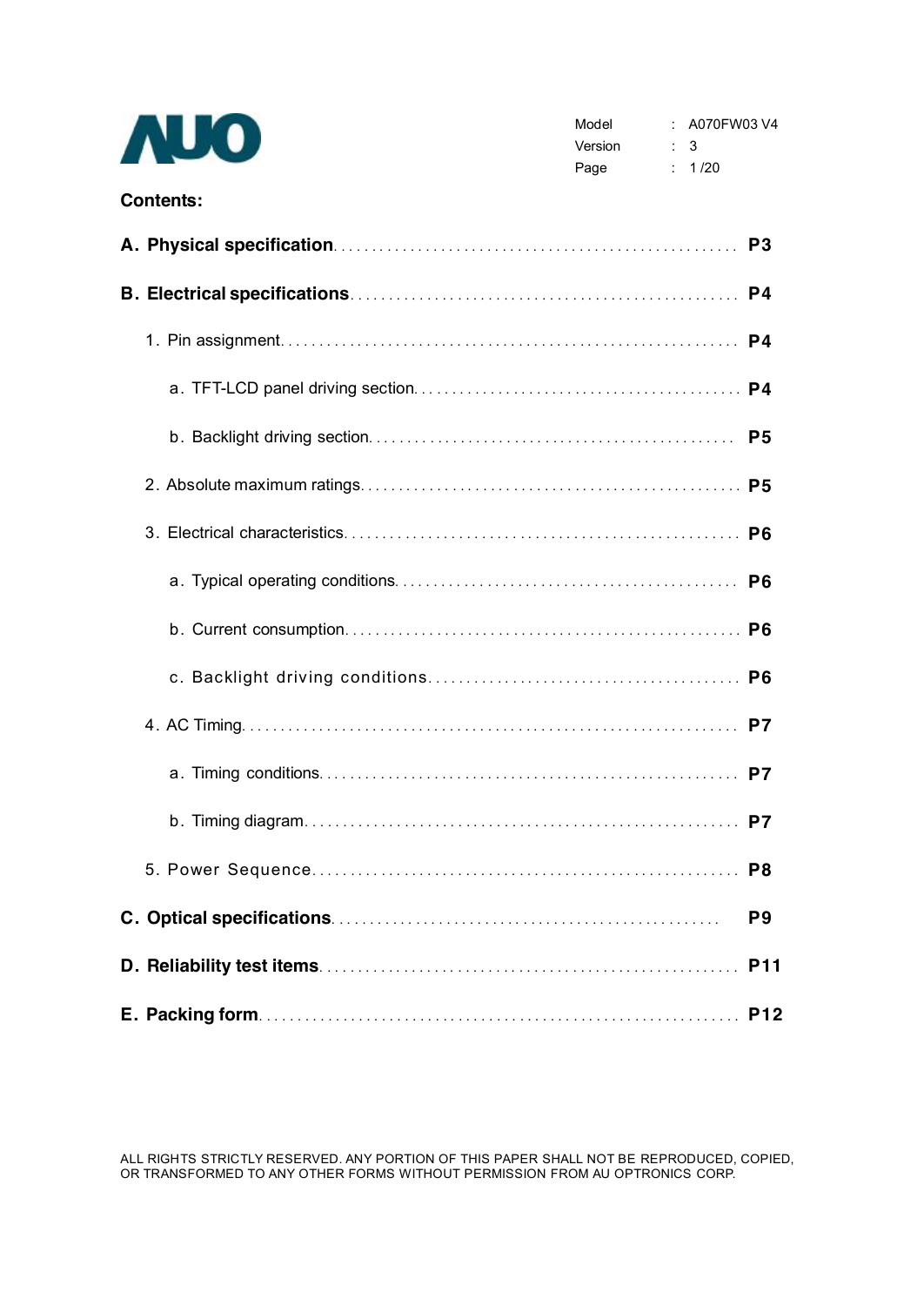## Contents:

**A. Physical specification** ........ **P3**

**B. Electrical specifications** ........ **P4**

1. Pin assignment ........ **P4**
   - a. TFT-LCD panel driving section ........ **P4**
   - b. Backlight driving section ........ **P5**
2. Absolute maximum ratings ........ **P5**
3. Electrical characteristics ........ **P6**
   - a. Typical operating conditions ........ **P6**
   - b. Current consumption ........ **P6**
   - c. Backlight driving conditions ........ **P6**
4. AC Timing ........ **P7**
   - a. Timing conditions ........ **P7**
   - b. Timing diagram ........ **P7**
5. Power Sequence ........ **P8**

**C. Optical specifications** ........ **P9**

**D. Reliability test items** ........ **P11**

**E. Packing form** ........ **P12**

ALL RIGHTS STRICTLY RESERVED. ANY PORTION OF THIS PAPER SHALL NOT BE REPRODUCED, COPIED, OR TRANSFORMED TO ANY OTHER FORMS WITHOUT PERMISSION FROM AU OPTRONICS CORP.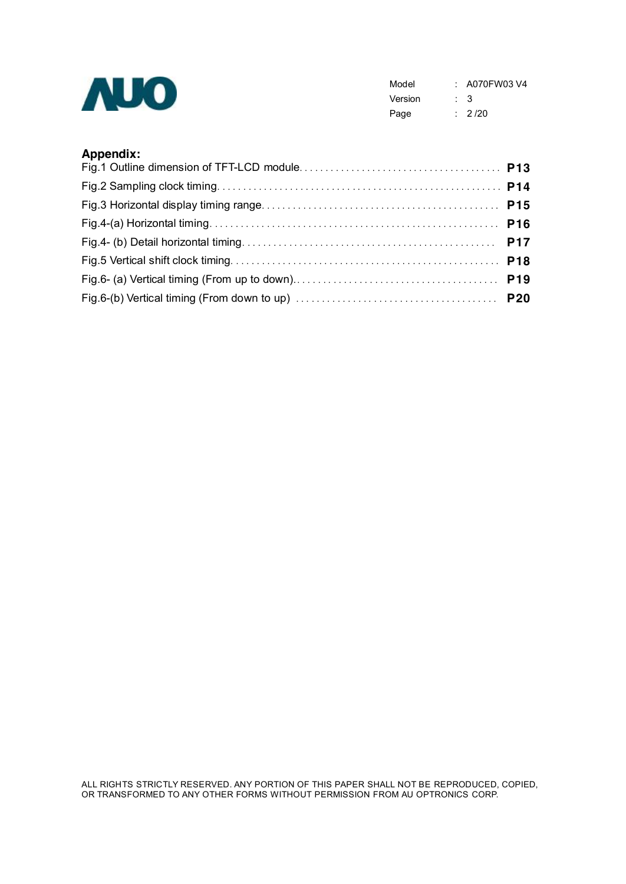**Appendix:**

Fig.1 Outline dimension of TFT-LCD module. . . . . . . . . . . . . . . . . . . . . . . . . . . . . . . . . . . . . . . **P13**

Fig.2 Sampling clock timing. . . . . . . . . . . . . . . . . . . . . . . . . . . . . . . . . . . . . . . . . . . . . . . . . . . . **P14**

Fig.3 Horizontal display timing range. . . . . . . . . . . . . . . . . . . . . . . . . . . . . . . . . . . . . . . . . . . . . **P15**

Fig.4-(a) Horizontal timing. . . . . . . . . . . . . . . . . . . . . . . . . . . . . . . . . . . . . . . . . . . . . . . . . . . . . . **P16**

Fig.4- (b) Detail horizontal timing. . . . . . . . . . . . . . . . . . . . . . . . . . . . . . . . . . . . . . . . . . . . . . . . . **P17**

Fig.5 Vertical shift clock timing. . . . . . . . . . . . . . . . . . . . . . . . . . . . . . . . . . . . . . . . . . . . . . . . . . . **P18**

Fig.6- (a) Vertical timing (From up to down). . . . . . . . . . . . . . . . . . . . . . . . . . . . . . . . . . . . . . . **P19**

Fig.6-(b) Vertical timing (From down to up) . . . . . . . . . . . . . . . . . . . . . . . . . . . . . . . . . . . . . . **P20**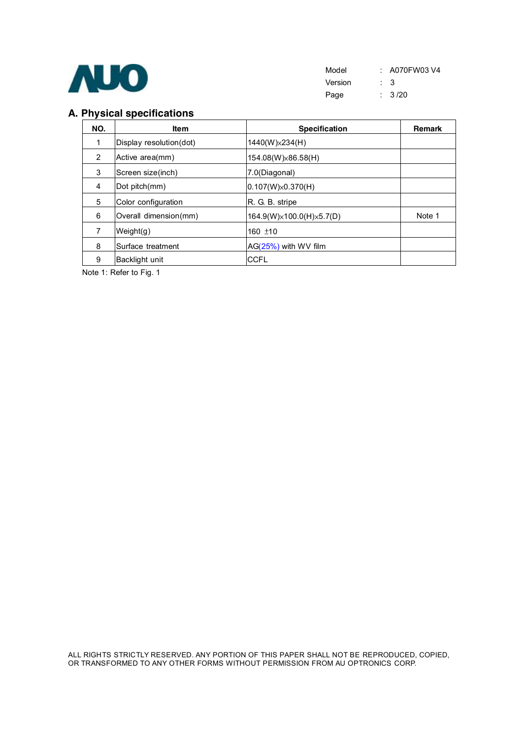## A. Physical specifications

| NO. | Item | Specification | Remark |
|---|---|---|---|
| 1 | Display resolution(dot) | 1440(W)×234(H) | |
| 2 | Active area(mm) | 154.08(W)×86.58(H) | |
| 3 | Screen size(inch) | 7.0(Diagonal) | |
| 4 | Dot pitch(mm) | 0.107(W)×0.370(H) | |
| 5 | Color configuration | R. G. B. stripe | |
| 6 | Overall dimension(mm) | 164.9(W)×100.0(H)×5.7(D) | Note 1 |
| 7 | Weight(g) | 160 ±10 | |
| 8 | Surface treatment | AG(25%) with WV film | |
| 9 | Backlight unit | CCFL | |

Note 1: Refer to Fig. 1

ALL RIGHTS STRICTLY RESERVED. ANY PORTION OF THIS PAPER SHALL NOT BE REPRODUCED, COPIED, OR TRANSFORMED TO ANY OTHER FORMS WITHOUT PERMISSION FROM AU OPTRONICS CORP.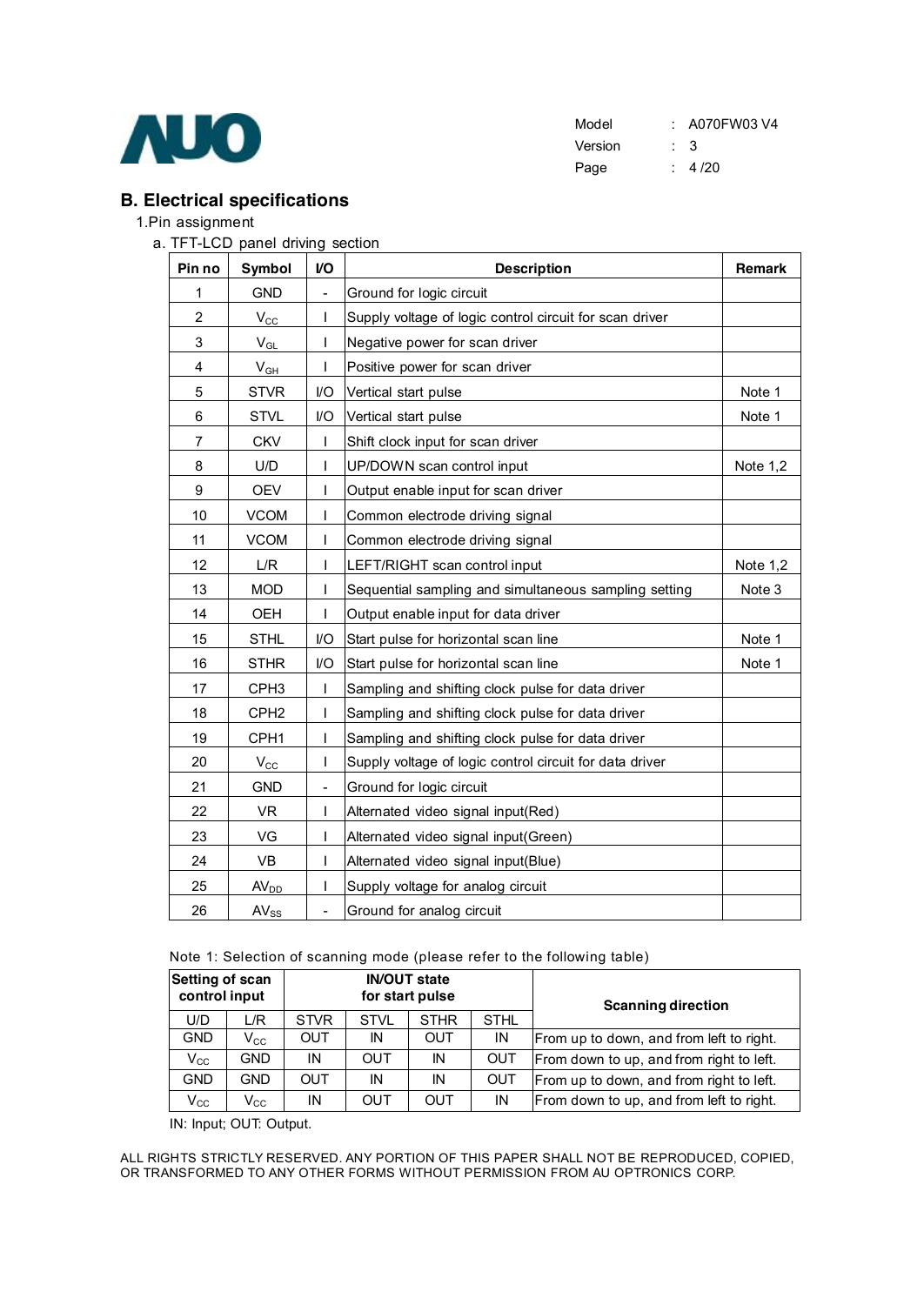## B. Electrical specifications

1.Pin assignment

a. TFT-LCD panel driving section

| Pin no | Symbol | I/O | Description | Remark |
|---|---|---|---|---|
| 1 | GND | - | Ground for logic circuit | |
| 2 | $V_{CC}$ | I | Supply voltage of logic control circuit for scan driver | |
| 3 | $V_{GL}$ | I | Negative power for scan driver | |
| 4 | $V_{GH}$ | I | Positive power for scan driver | |
| 5 | STVR | I/O | Vertical start pulse | Note 1 |
| 6 | STVL | I/O | Vertical start pulse | Note 1 |
| 7 | CKV | I | Shift clock input for scan driver | |
| 8 | U/D | I | UP/DOWN scan control input | Note 1,2 |
| 9 | OEV | I | Output enable input for scan driver | |
| 10 | VCOM | I | Common electrode driving signal | |
| 11 | VCOM | I | Common electrode driving signal | |
| 12 | L/R | I | LEFT/RIGHT scan control input | Note 1,2 |
| 13 | MOD | I | Sequential sampling and simultaneous sampling setting | Note 3 |
| 14 | OEH | I | Output enable input for data driver | |
| 15 | STHL | I/O | Start pulse for horizontal scan line | Note 1 |
| 16 | STHR | I/O | Start pulse for horizontal scan line | Note 1 |
| 17 | CPH3 | I | Sampling and shifting clock pulse for data driver | |
| 18 | CPH2 | I | Sampling and shifting clock pulse for data driver | |
| 19 | CPH1 | I | Sampling and shifting clock pulse for data driver | |
| 20 | $V_{CC}$ | I | Supply voltage of logic control circuit for data driver | |
| 21 | GND | - | Ground for logic circuit | |
| 22 | VR | I | Alternated video signal input(Red) | |
| 23 | VG | I | Alternated video signal input(Green) | |
| 24 | VB | I | Alternated video signal input(Blue) | |
| 25 | $AV_{DD}$ | I | Supply voltage for analog circuit | |
| 26 | $AV_{SS}$ | - | Ground for analog circuit | |

Note 1: Selection of scanning mode (please refer to the following table)

| Setting of scan control input | | IN/OUT state for start pulse | | | | Scanning direction |
|---|---|---|---|---|---|---|
| U/D | L/R | STVR | STVL | STHR | STHL | |
| GND | $V_{CC}$ | OUT | IN | OUT | IN | From up to down, and from left to right. |
| $V_{CC}$ | GND | IN | OUT | IN | OUT | From down to up, and from right to left. |
| GND | GND | OUT | IN | IN | OUT | From up to down, and from right to left. |
| $V_{CC}$ | $V_{CC}$ | IN | OUT | OUT | IN | From down to up, and from left to right. |

IN: Input; OUT: Output.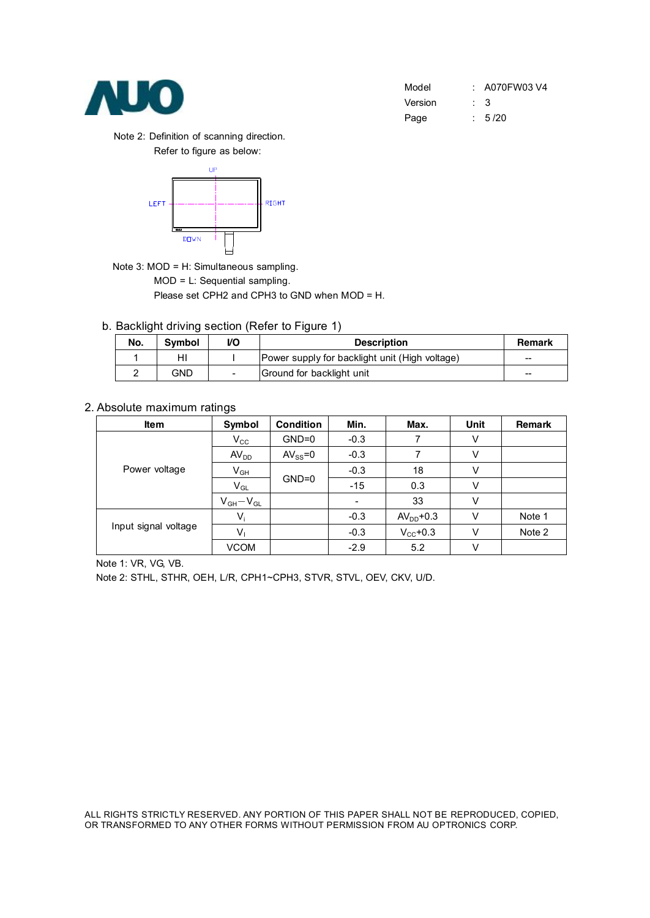Note 2: Definition of scanning direction.

Refer to figure as below:

UP

LEFT RIGHT

DOWN

Note 3: MOD = H: Simultaneous sampling.

MOD = L: Sequential sampling.

Please set CPH2 and CPH3 to GND when MOD = H.

b. Backlight driving section (Refer to Figure 1)

| No. | Symbol | I/O | Description | Remark |
|---|---|---|---|---|
| 1 | HI | I | Power supply for backlight unit (High voltage) | -- |
| 2 | GND | - | Ground for backlight unit | -- |

2. Absolute maximum ratings

| Item | Symbol | Condition | Min. | Max. | Unit | Remark |
|---|---|---|---|---|---|---|
| Power voltage | $V_{CC}$ | GND=0 | -0.3 | 7 | V | |
| | $AV_{DD}$ | $AV_{SS}$=0 | -0.3 | 7 | V | |
| | $V_{GH}$ | GND=0 | -0.3 | 18 | V | |
| | $V_{GL}$ | | -15 | 0.3 | V | |
| | $V_{GH}-V_{GL}$ | | - | 33 | V | |
| Input signal voltage | $V_i$ | | -0.3 | $AV_{DD}$+0.3 | V | Note 1 |
| | $V_I$ | | -0.3 | $V_{CC}$+0.3 | V | Note 2 |
| | VCOM | | -2.9 | 5.2 | V | |

Note 1: VR, VG, VB.

Note 2: STHL, STHR, OEH, L/R, CPH1~CPH3, STVR, STVL, OEV, CKV, U/D.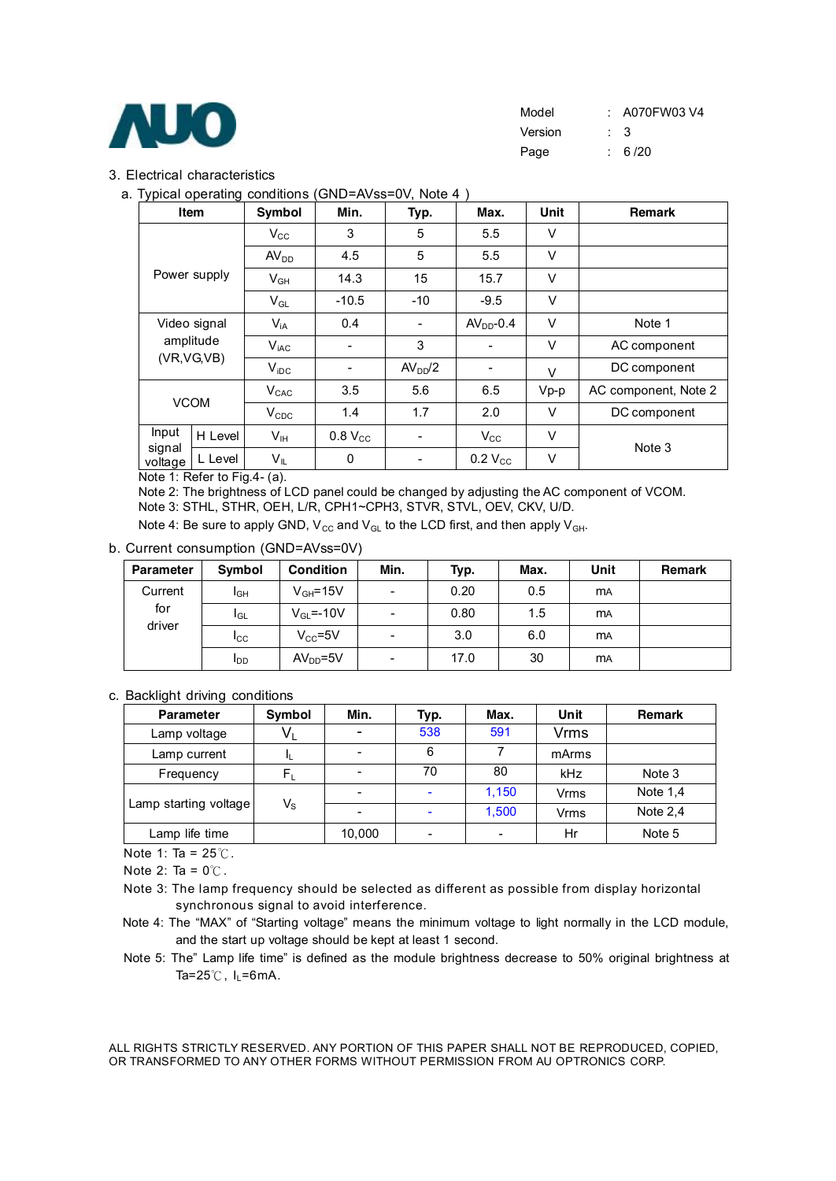## 3. Electrical characteristics

### a. Typical operating conditions (GND=AVss=0V, Note 4 )

| Item | | Symbol | Min. | Typ. | Max. | Unit | Remark |
|---|---|---|---|---|---|---|---|
| Power supply | | $V_{CC}$ | 3 | 5 | 5.5 | V | |
| | | $AV_{DD}$ | 4.5 | 5 | 5.5 | V | |
| | | $V_{GH}$ | 14.3 | 15 | 15.7 | V | |
| | | $V_{GL}$ | -10.5 | -10 | -9.5 | V | |
| Video signal amplitude (VR,VG,VB) | | $V_{iA}$ | 0.4 | - | $AV_{DD}$-0.4 | V | Note 1 |
| | | $V_{iAC}$ | - | 3 | - | V | AC component |
| | | $V_{iDC}$ | - | $AV_{DD}/2$ | - | V | DC component |
| VCOM | | $V_{CAC}$ | 3.5 | 5.6 | 6.5 | Vp-p | AC component, Note 2 |
| | | $V_{CDC}$ | 1.4 | 1.7 | 2.0 | V | DC component |
| Input signal voltage | H Level | $V_{IH}$ | 0.8 $V_{CC}$ | - | $V_{CC}$ | V | Note 3 |
| | L Level | $V_{IL}$ | 0 | - | 0.2 $V_{CC}$ | V | |

Note 1: Refer to Fig.4- (a).
Note 2: The brightness of LCD panel could be changed by adjusting the AC component of VCOM.
Note 3: STHL, STHR, OEH, L/R, CPH1~CPH3, STVR, STVL, OEV, CKV, U/D.
Note 4: Be sure to apply GND, $V_{CC}$ and $V_{GL}$ to the LCD first, and then apply $V_{GH}$.

### b. Current consumption (GND=AVss=0V)

| Parameter | Symbol | Condition | Min. | Typ. | Max. | Unit | Remark |
|---|---|---|---|---|---|---|---|
| Current for driver | $I_{GH}$ | $V_{GH}$=15V | - | 0.20 | 0.5 | mA | |
| | $I_{GL}$ | $V_{GL}$=-10V | - | 0.80 | 1.5 | mA | |
| | $I_{CC}$ | $V_{CC}$=5V | - | 3.0 | 6.0 | mA | |
| | $I_{DD}$ | $AV_{DD}$=5V | - | 17.0 | 30 | mA | |

### c. Backlight driving conditions

| Parameter | Symbol | Min. | Typ. | Max. | Unit | Remark |
|---|---|---|---|---|---|---|
| Lamp voltage | $V_L$ | - | 538 | 591 | Vrms | |
| Lamp current | $I_L$ | - | 6 | 7 | mArms | |
| Frequency | $F_L$ | - | 70 | 80 | kHz | Note 3 |
| Lamp starting voltage | $V_S$ | - | - | 1,150 | Vrms | Note 1,4 |
| | | - | - | 1,500 | Vrms | Note 2,4 |
| Lamp life time | | 10,000 | - | - | Hr | Note 5 |

Note 1: Ta = 25℃.
Note 2: Ta = 0℃.
Note 3: The lamp frequency should be selected as different as possible from display horizontal synchronous signal to avoid interference.
Note 4: The "MAX" of "Starting voltage" means the minimum voltage to light normally in the LCD module, and the start up voltage should be kept at least 1 second.
Note 5: The" Lamp life time" is defined as the module brightness decrease to 50% original brightness at Ta=25℃, $I_L$=6mA.

ALL RIGHTS STRICTLY RESERVED. ANY PORTION OF THIS PAPER SHALL NOT BE REPRODUCED, COPIED, OR TRANSFORMED TO ANY OTHER FORMS WITHOUT PERMISSION FROM AU OPTRONICS CORP.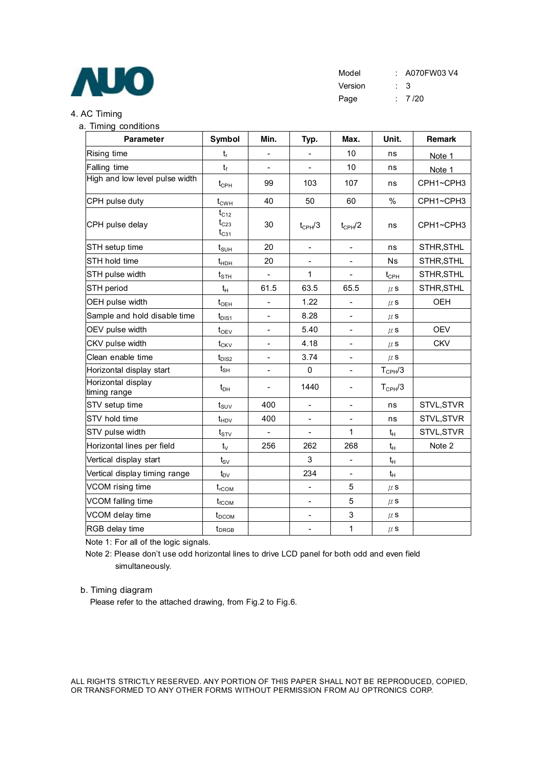## 4. AC Timing

### a. Timing conditions

| Parameter | Symbol | Min. | Typ. | Max. | Unit. | Remark |
|---|---|---|---|---|---|---|
| Rising time | $t_r$ | - | - | 10 | ns | Note 1 |
| Falling time | $t_f$ | - | - | 10 | ns | Note 1 |
| High and low level pulse width | $t_{CPH}$ | 99 | 103 | 107 | ns | CPH1~CPH3 |
| CPH pulse duty | $t_{CWH}$ | 40 | 50 | 60 | % | CPH1~CPH3 |
| CPH pulse delay | $t_{C12}$ $t_{C23}$ $t_{C31}$ | 30 | $t_{CPH}/3$ | $t_{CPH}/2$ | ns | CPH1~CPH3 |
| STH setup time | $t_{SUH}$ | 20 | - | - | ns | STHR,STHL |
| STH hold time | $t_{HDH}$ | 20 | - | - | Ns | STHR,STHL |
| STH pulse width | $t_{STH}$ | - | 1 | - | $t_{CPH}$ | STHR,STHL |
| STH period | $t_H$ | 61.5 | 63.5 | 65.5 | μs | STHR,STHL |
| OEH pulse width | $t_{OEH}$ | - | 1.22 | - | μs | OEH |
| Sample and hold disable time | $t_{DIS1}$ | - | 8.28 | - | μs | |
| OEV pulse width | $t_{OEV}$ | - | 5.40 | - | μs | OEV |
| CKV pulse width | $t_{CKV}$ | - | 4.18 | - | μs | CKV |
| Clean enable time | $t_{DIS2}$ | - | 3.74 | - | μs | |
| Horizontal display start | $t_{SH}$ | - | 0 | - | $T_{CPH}/3$ | |
| Horizontal display timing range | $t_{DH}$ | - | 1440 | - | $T_{CPH}/3$ | |
| STV setup time | $t_{SUV}$ | 400 | - | - | ns | STVL,STVR |
| STV hold time | $t_{HDV}$ | 400 | - | - | ns | STVL,STVR |
| STV pulse width | $t_{STV}$ | - | - | 1 | $t_H$ | STVL,STVR |
| Horizontal lines per field | $t_V$ | 256 | 262 | 268 | $t_H$ | Note 2 |
| Vertical display start | $t_{SV}$ | | 3 | - | $t_H$ | |
| Vertical display timing range | $t_{DV}$ | | 234 | - | $t_H$ | |
| VCOM rising time | $t_{rCOM}$ | | - | 5 | μs | |
| VCOM falling time | $t_{fCOM}$ | | - | 5 | μs | |
| VCOM delay time | $t_{DCOM}$ | | - | 3 | μs | |
| RGB delay time | $t_{DRGB}$ | | - | 1 | μs | |

Note 1: For all of the logic signals.

Note 2: Please don't use odd horizontal lines to drive LCD panel for both odd and even field simultaneously.

### b. Timing diagram

Please refer to the attached drawing, from Fig.2 to Fig.6.

ALL RIGHTS STRICTLY RESERVED. ANY PORTION OF THIS PAPER SHALL NOT BE REPRODUCED, COPIED, OR TRANSFORMED TO ANY OTHER FORMS WITHOUT PERMISSION FROM AU OPTRONICS CORP.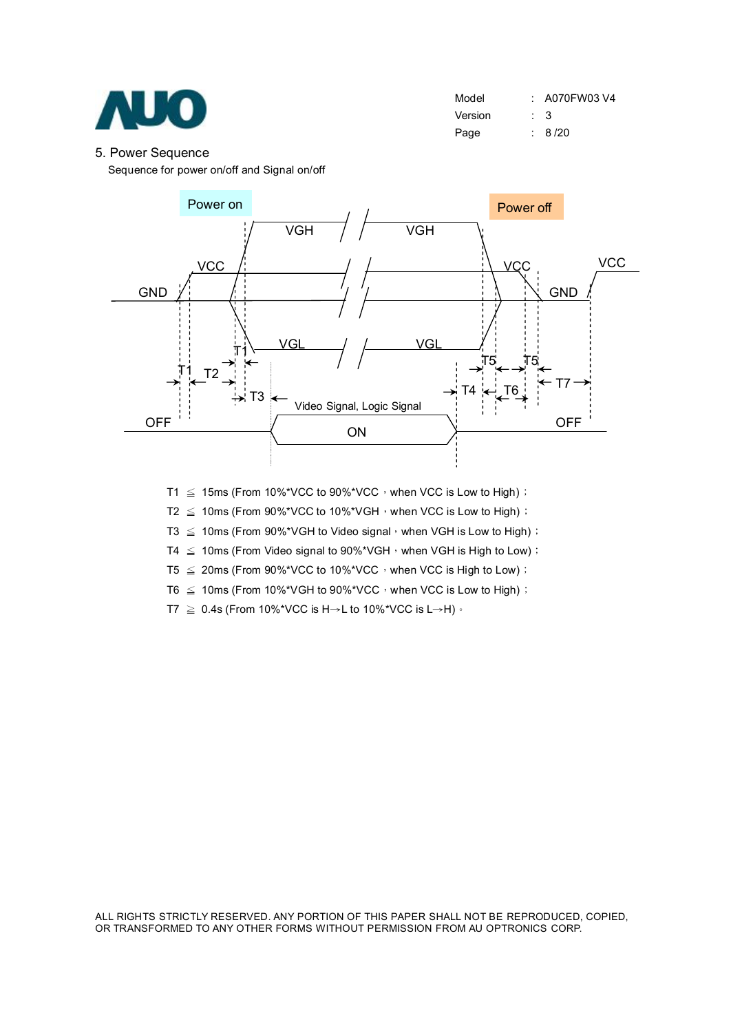## 5. Power Sequence

Sequence for power on/off and Signal on/off

Power on

Power off

VGH VGH

VCC VCC VCC

GND GND

VGL VGL

T1 T2 T1 T3 T5 T5 T4 T6 T7

Video Signal, Logic Signal

OFF ON OFF

T1 ≦ 15ms (From 10%*VCC to 90%*VCC，when VCC is Low to High)；

T2 ≦ 10ms (From 90%*VCC to 10%*VGH，when VCC is Low to High)；

T3 ≦ 10ms (From 90%*VGH to Video signal，when VGH is Low to High)；

T4 ≦ 10ms (From Video signal to 90%*VGH，when VGH is High to Low)；

T5 ≦ 20ms (From 90%*VCC to 10%*VCC，when VCC is High to Low)；

T6 ≦ 10ms (From 10%*VGH to 90%*VCC，when VCC is Low to High)；

T7 ≧ 0.4s (From 10%*VCC is H→L to 10%*VCC is L→H)。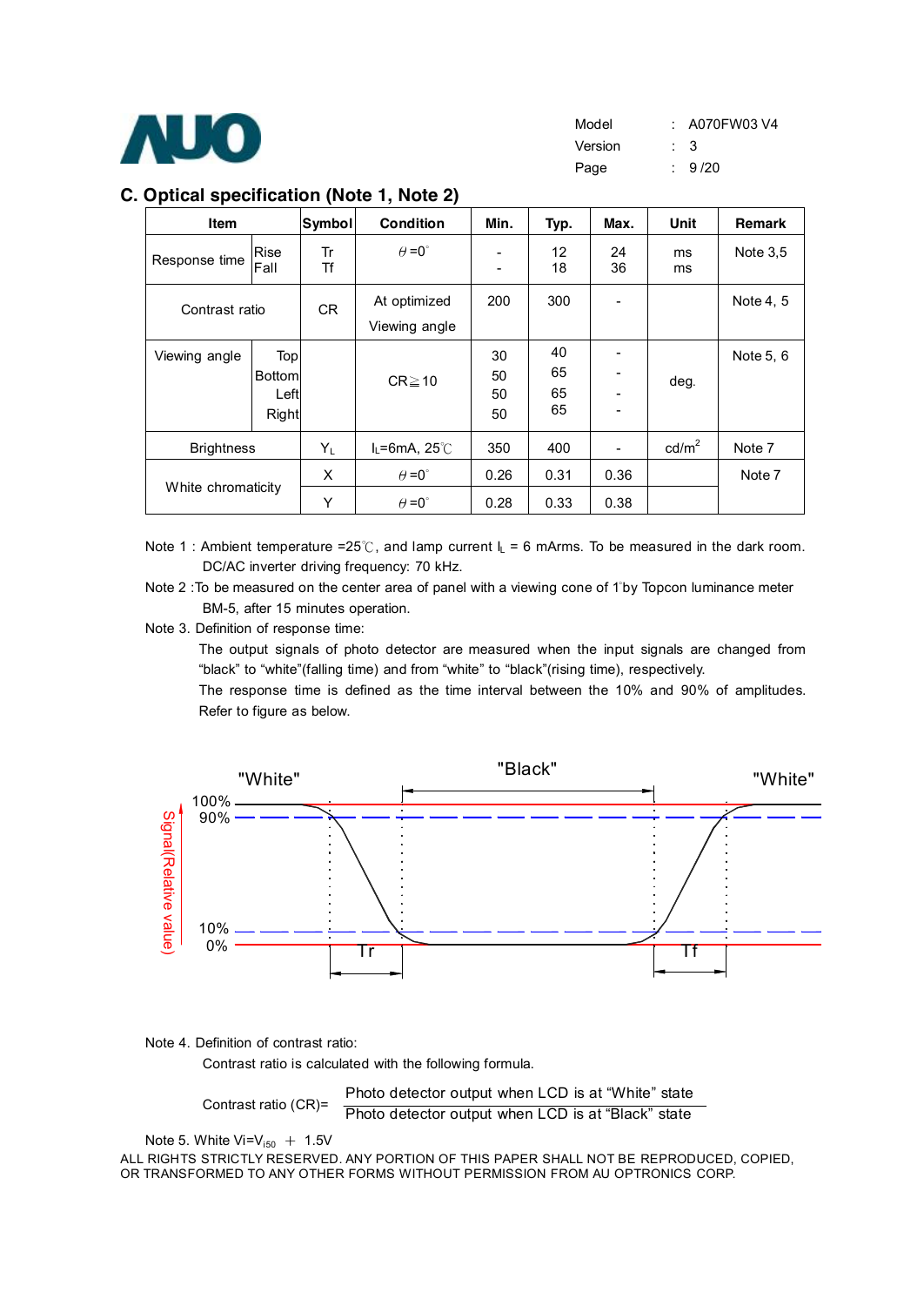## C. Optical specification (Note 1, Note 2)

| Item | | Symbol | Condition | Min. | Typ. | Max. | Unit | Remark |
|---|---|---|---|---|---|---|---|---|
| Response time | Rise | Tr | $\theta=0^{\circ}$ | - | 12 | 24 | ms | Note 3,5 |
| | Fall | Tf | | - | 18 | 36 | ms | |
| Contrast ratio | | CR | At optimized Viewing angle | 200 | 300 | - | | Note 4, 5 |
| Viewing angle | Top | | $CR \geqq 10$ | 30 | 40 | - | deg. | Note 5, 6 |
| | Bottom | | | 50 | 65 | - | | |
| | Left | | | 50 | 65 | - | | |
| | Right | | | 50 | 65 | - | | |
| Brightness | | $Y_L$ | $I_L$=6mA, 25℃ | 350 | 400 | - | cd/m$^2$ | Note 7 |
| White chromaticity | | X | $\theta=0^{\circ}$ | 0.26 | 0.31 | 0.36 | | Note 7 |
| | | Y | $\theta=0^{\circ}$ | 0.28 | 0.33 | 0.38 | | |

Note 1 : Ambient temperature =25℃, and lamp current $I_L$ = 6 mArms. To be measured in the dark room. DC/AC inverter driving frequency: 70 kHz.

Note 2 :To be measured on the center area of panel with a viewing cone of 1°by Topcon luminance meter BM-5, after 15 minutes operation.

Note 3. Definition of response time:

The output signals of photo detector are measured when the input signals are changed from "black" to "white"(falling time) and from "white" to "black"(rising time), respectively.

The response time is defined as the time interval between the 10% and 90% of amplitudes.

Refer to figure as below.

Note 4. Definition of contrast ratio:

Contrast ratio is calculated with the following formula.

$$\text{Contrast ratio (CR)} = \frac{\text{Photo detector output when LCD is at "White" state}}{\text{Photo detector output when LCD is at "Black" state}}$$

Note 5. White $V_i = V_{i50} + 1.5V$

ALL RIGHTS STRICTLY RESERVED. ANY PORTION OF THIS PAPER SHALL NOT BE REPRODUCED, COPIED, OR TRANSFORMED TO ANY OTHER FORMS WITHOUT PERMISSION FROM AU OPTRONICS CORP.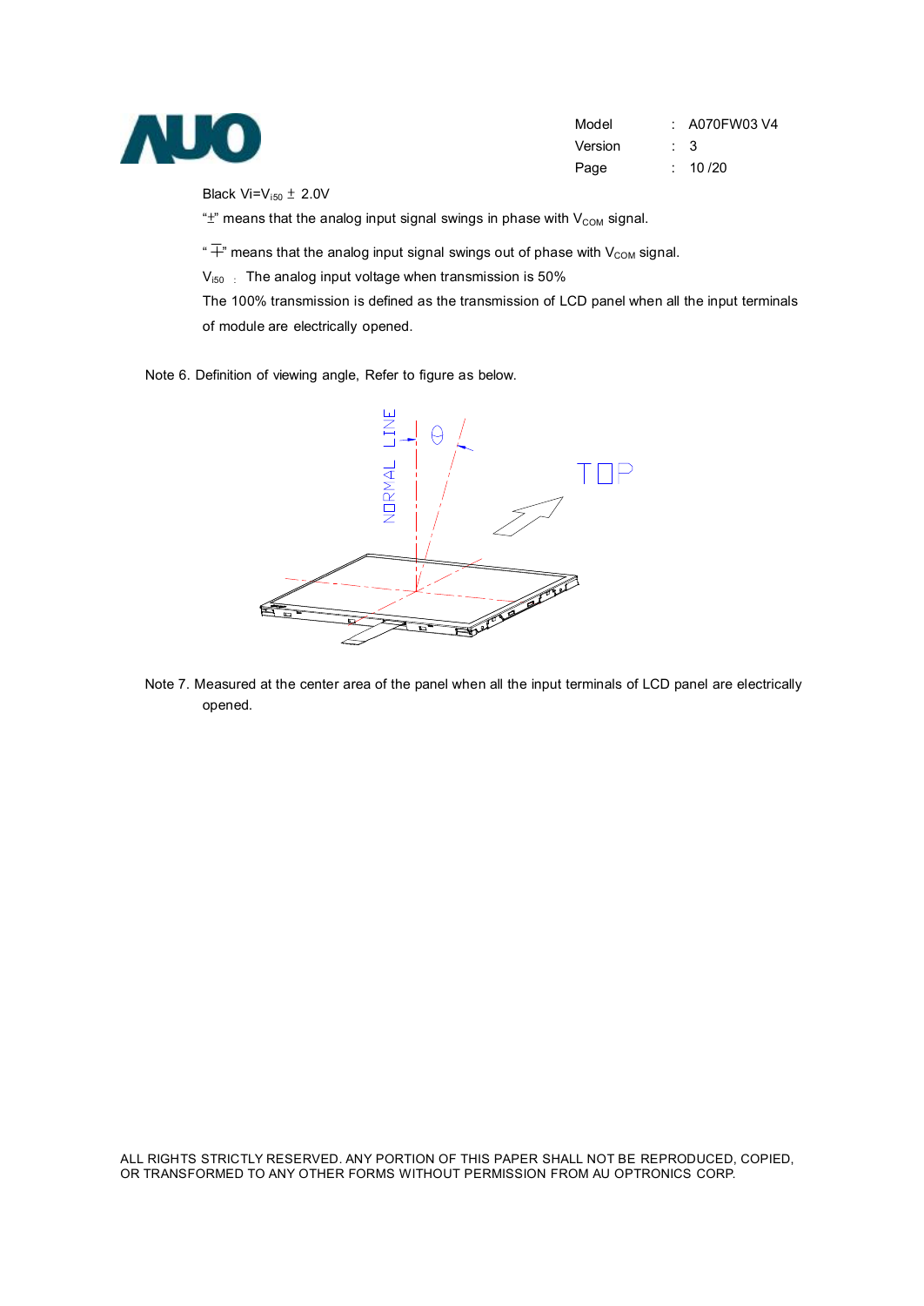Black Vi=$V_{i50}$ ± 2.0V

"±" means that the analog input signal swings in phase with $V_{COM}$ signal.

"∓" means that the analog input signal swings out of phase with $V_{COM}$ signal.

$V_{i50}$ : The analog input voltage when transmission is 50%

The 100% transmission is defined as the transmission of LCD panel when all the input terminals of module are electrically opened.

Note 6. Definition of viewing angle, Refer to figure as below.

Note 7. Measured at the center area of the panel when all the input terminals of LCD panel are electrically opened.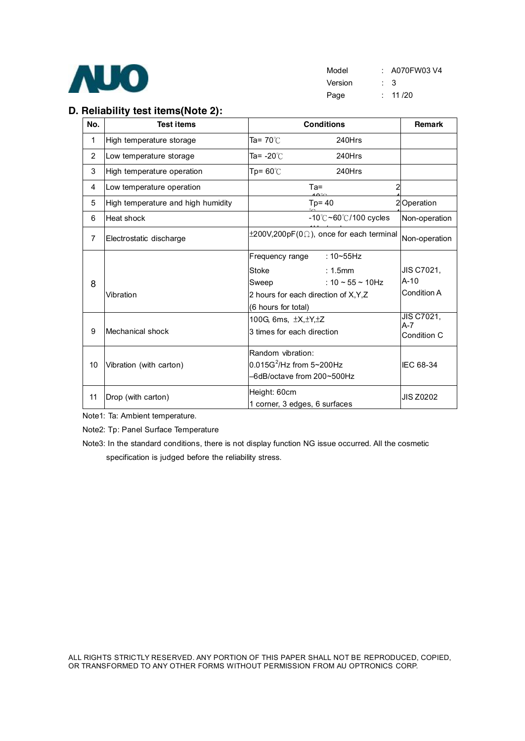## D. Reliability test items(Note 2):

| No. | Test items | Conditions | Remark |
|---|---|---|---|
| 1 | High temperature storage | Ta= 70℃ 240Hrs | |
| 2 | Low temperature storage | Ta= -20℃ 240Hrs | |
| 3 | High temperature operation | Tp= 60℃ 240Hrs | |
| 4 | Low temperature operation | Ta= 2 | |
| 5 | High temperature and high humidity | Tp= 40 2 | Operation |
| 6 | Heat shock | -10℃~60℃/100 cycles | Non-operation |
| 7 | Electrostatic discharge | ±200V,200pF(0Ω), once for each terminal | Non-operation |
| 8 | Vibration | Frequency range : 10~55Hz<br>Stoke : 1.5mm<br>Sweep : 10 ~ 55 ~ 10Hz<br>2 hours for each direction of X,Y,Z<br>(6 hours for total) | JIS C7021, A-10<br>Condition A |
| 9 | Mechanical shock | 100G, 6ms, ±X,±Y,±Z<br>3 times for each direction | JIS C7021, A-7<br>Condition C |
| 10 | Vibration (with carton) | Random vibration:<br>0.015G$^2$/Hz from 5~200Hz<br>–6dB/octave from 200~500Hz | IEC 68-34 |
| 11 | Drop (with carton) | Height: 60cm<br>1 corner, 3 edges, 6 surfaces | JIS Z0202 |

Note1: Ta: Ambient temperature.

Note2: Tp: Panel Surface Temperature

Note3: In the standard conditions, there is not display function NG issue occurred. All the cosmetic specification is judged before the reliability stress.

ALL RIGHTS STRICTLY RESERVED. ANY PORTION OF THIS PAPER SHALL NOT BE REPRODUCED, COPIED, OR TRANSFORMED TO ANY OTHER FORMS WITHOUT PERMISSION FROM AU OPTRONICS CORP.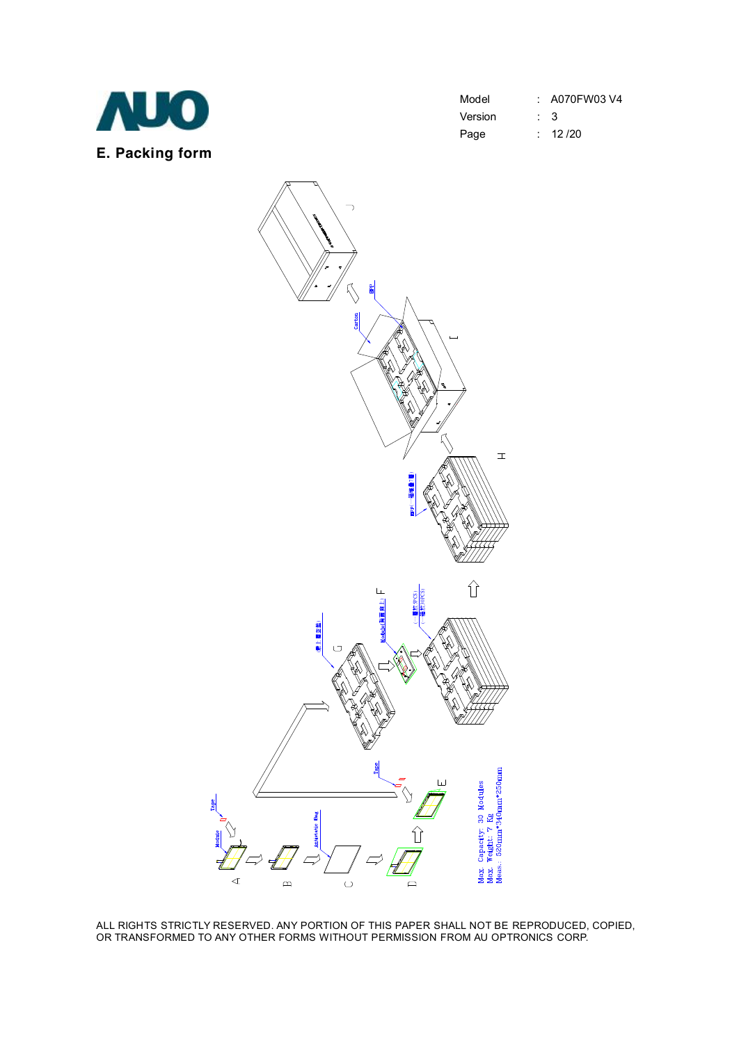## E. Packing form

Max. Capacity: 30 Modules
Max. Weight: 7 Kg
Meas.: 520mm*340mm*250mm

ALL RIGHTS STRICTLY RESERVED. ANY PORTION OF THIS PAPER SHALL NOT BE REPRODUCED, COPIED, OR TRANSFORMED TO ANY OTHER FORMS WITHOUT PERMISSION FROM AU OPTRONICS CORP.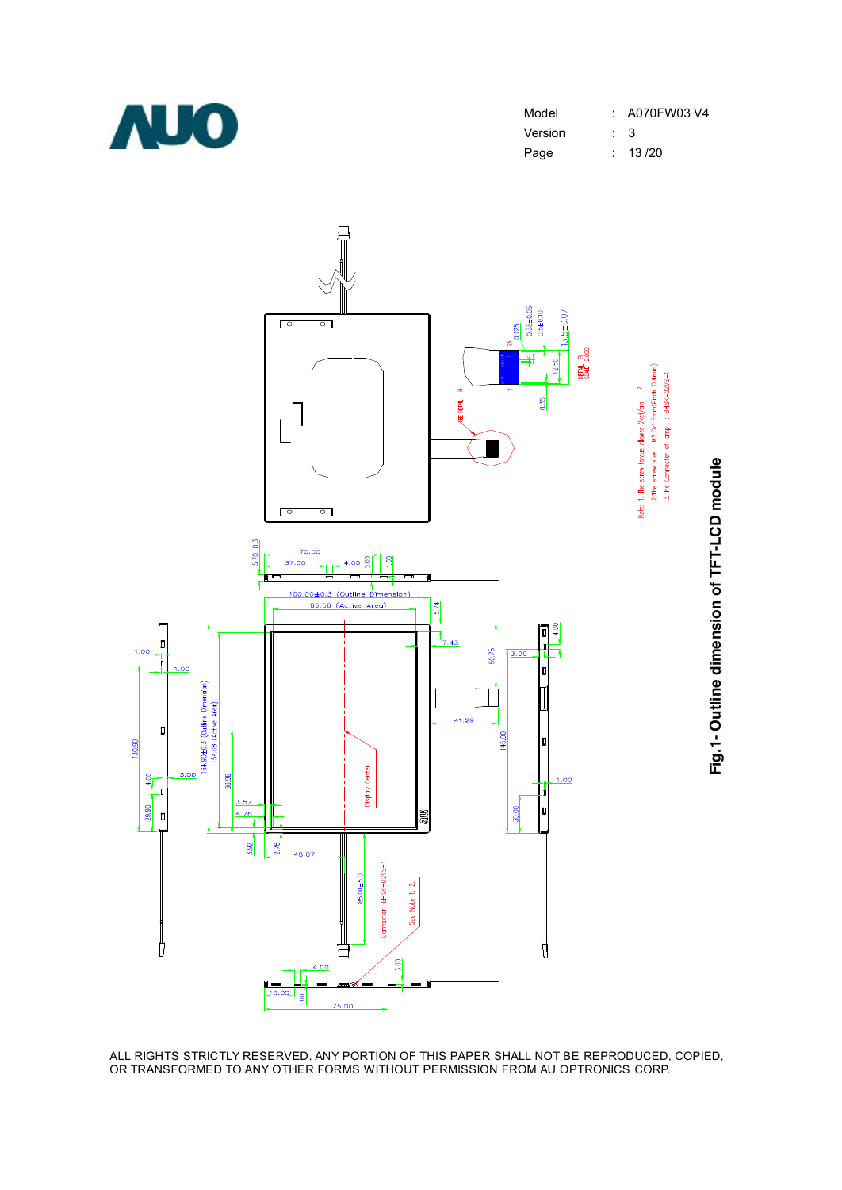Note: 1. The screw torque allowed 2kgf/cm²

2. The screw size : M2.0x1.5mm(Pitch 0.4mm)

3. The Connector of lamp : BHSR-02VS-1

**Fig.1- Outline dimension of TFT-LCD module**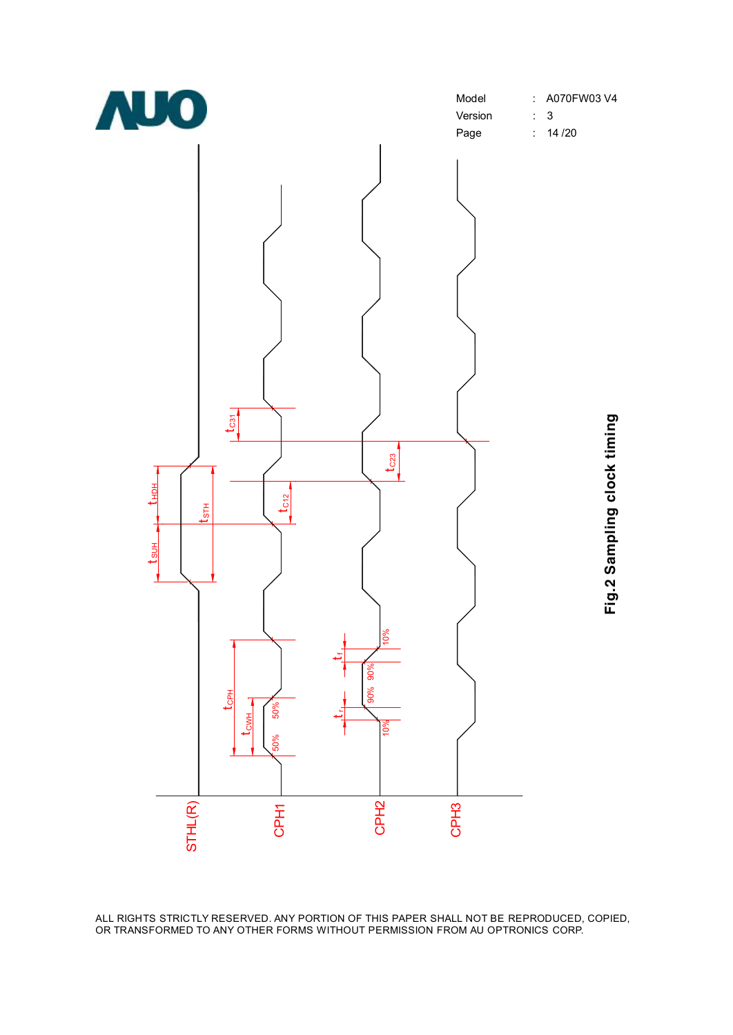STHL(R)

CPH1

CPH2

CPH3

$t_{HDH}$

$t_{SUH}$

$t_{STH}$

$t_{C31}$

$t_{C12}$

$t_{C23}$

$t_{CPH}$

$t_{CWH}$

50%

50%

$t_f$

$t_r$

10%

90%

90%

10%

**Fig.2 Sampling clock timing**

ALL RIGHTS STRICTLY RESERVED. ANY PORTION OF THIS PAPER SHALL NOT BE REPRODUCED, COPIED, OR TRANSFORMED TO ANY OTHER FORMS WITHOUT PERMISSION FROM AU OPTRONICS CORP.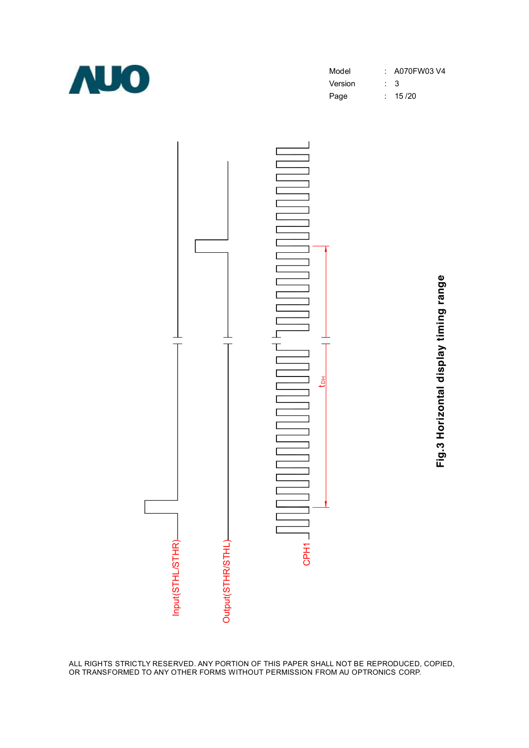Input(STHL/STHR)

Output(STHR/STHL)

CPH1

$t_{DH}$

**Fig.3 Horizontal display timing range**

ALL RIGHTS STRICTLY RESERVED. ANY PORTION OF THIS PAPER SHALL NOT BE REPRODUCED, COPIED, OR TRANSFORMED TO ANY OTHER FORMS WITHOUT PERMISSION FROM AU OPTRONICS CORP.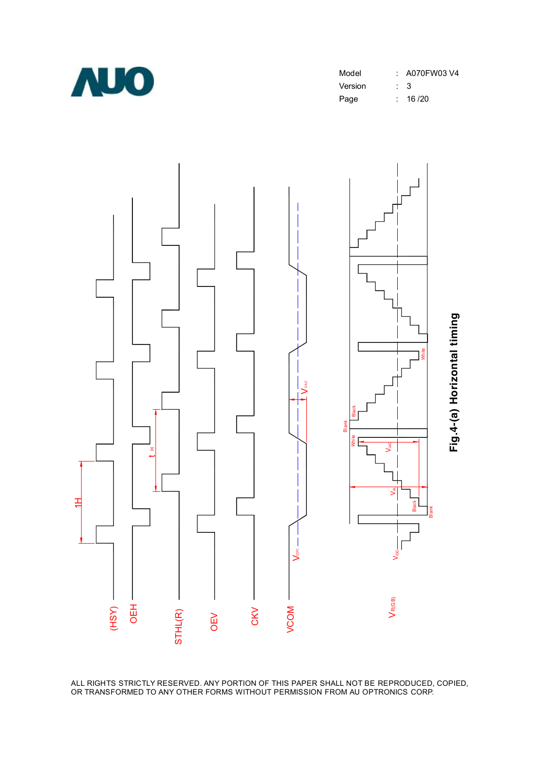Fig.4-(a) Horizontal timing

ALL RIGHTS STRICTLY RESERVED. ANY PORTION OF THIS PAPER SHALL NOT BE REPRODUCED, COPIED, OR TRANSFORMED TO ANY OTHER FORMS WITHOUT PERMISSION FROM AU OPTRONICS CORP.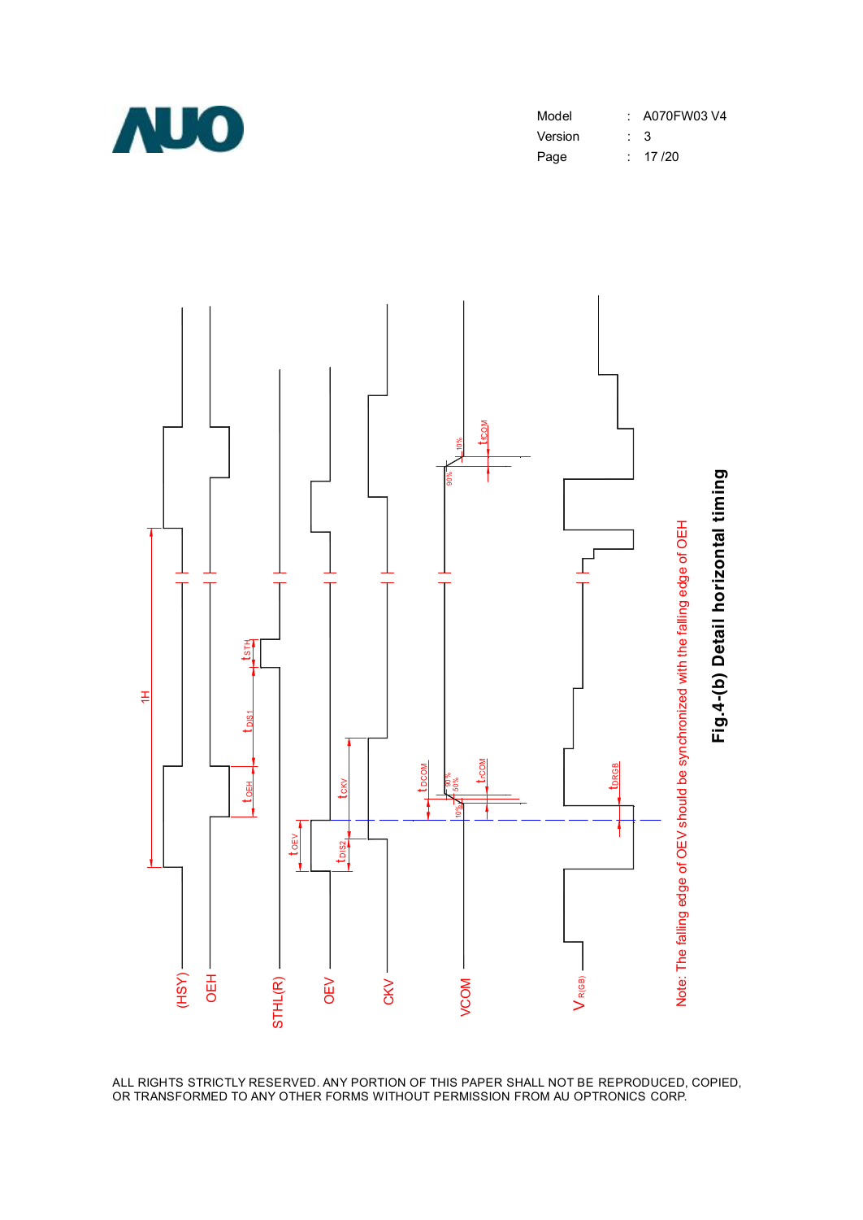(HSY)

OEH

STHL(R)

OEV

CKV

VCOM

$V_{R(GB)}$

1H

$t_{STH}$

$t_{DIS1}$

$t_{OEH}$

$t_{CKV}$

$t_{OEV}$

$t_{DIS2}$

$t_{DCOM}$

$t_{rCOM}$

$t_{fCOM}$

$t_{DRGB}$

90%

50%

10%

Note: The falling edge of OEV should be synchronized with the falling edge of OEH

**Fig.4-(b) Detail horizontal timing**

ALL RIGHTS STRICTLY RESERVED. ANY PORTION OF THIS PAPER SHALL NOT BE REPRODUCED, COPIED, OR TRANSFORMED TO ANY OTHER FORMS WITHOUT PERMISSION FROM AU OPTRONICS CORP.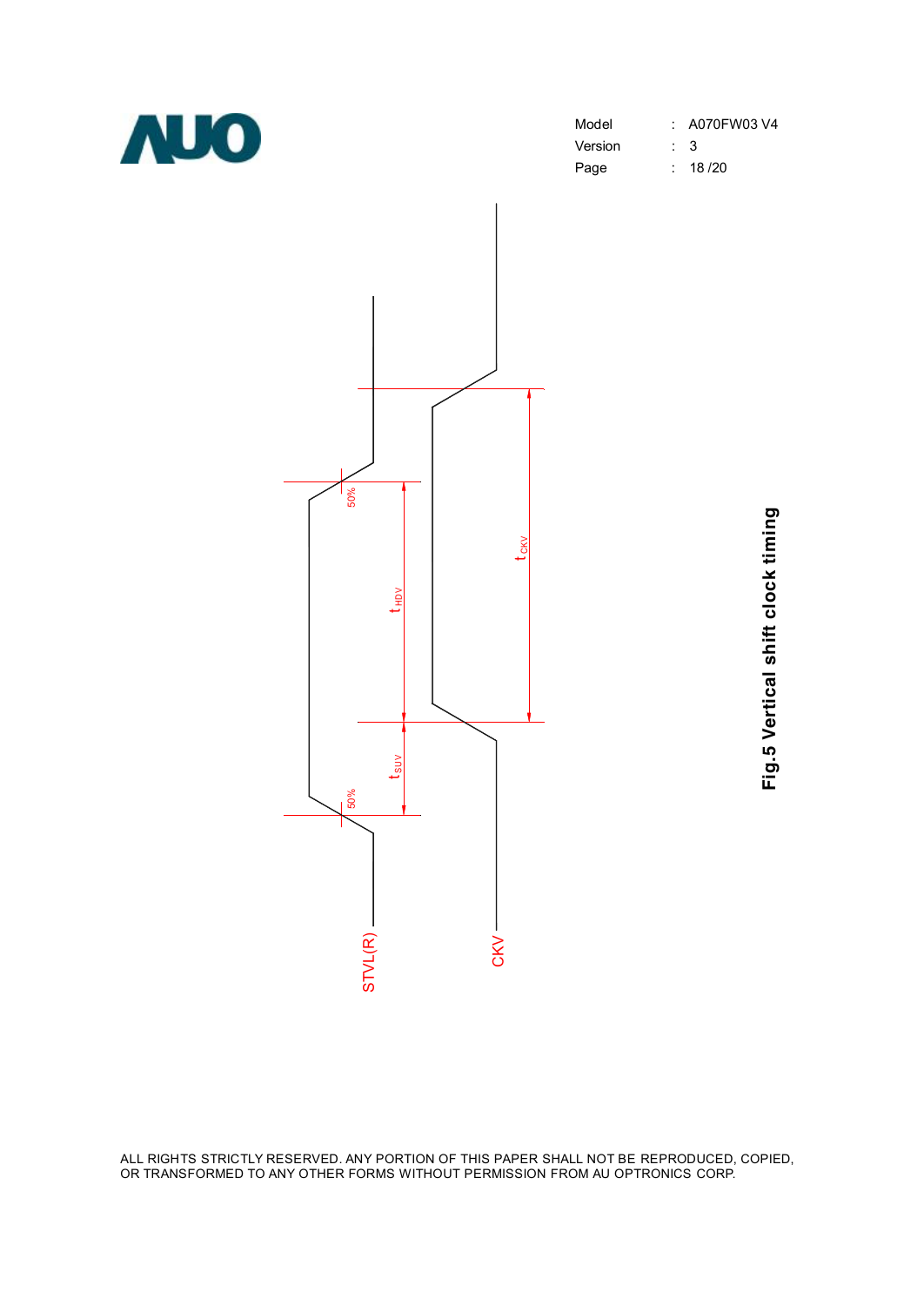STVL(R)

CKV

50%

50%

$t_{HDV}$

$t_{SUV}$

$t_{CKV}$

**Fig.5 Vertical shift clock timing**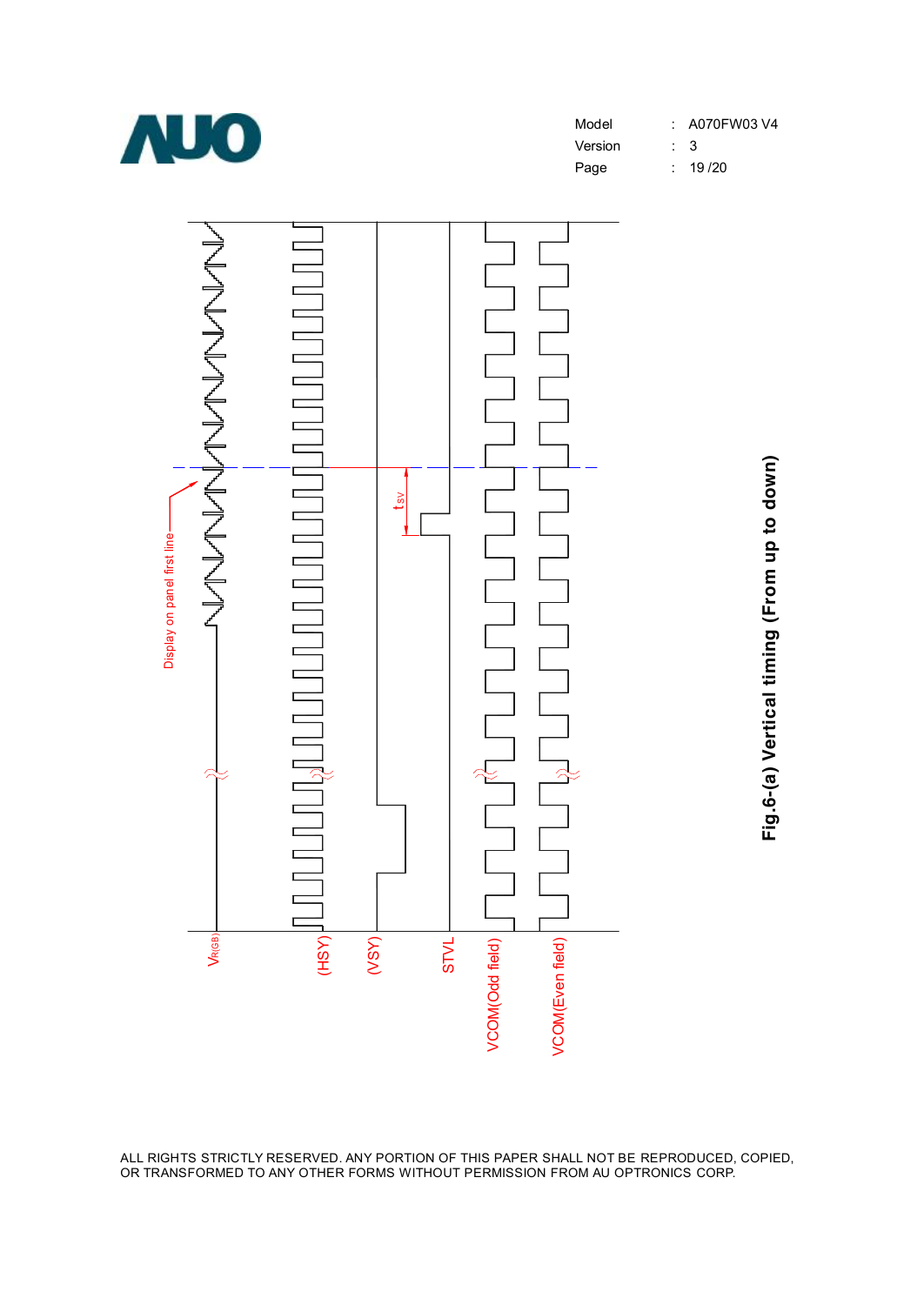Display on panel first line

$t_{SV}$

$V_{R(GB)}$

(HSY)

(VSY)

STVL

VCOM(Odd field)

VCOM(Even field)

**Fig.6-(a) Vertical timing (From up to down)**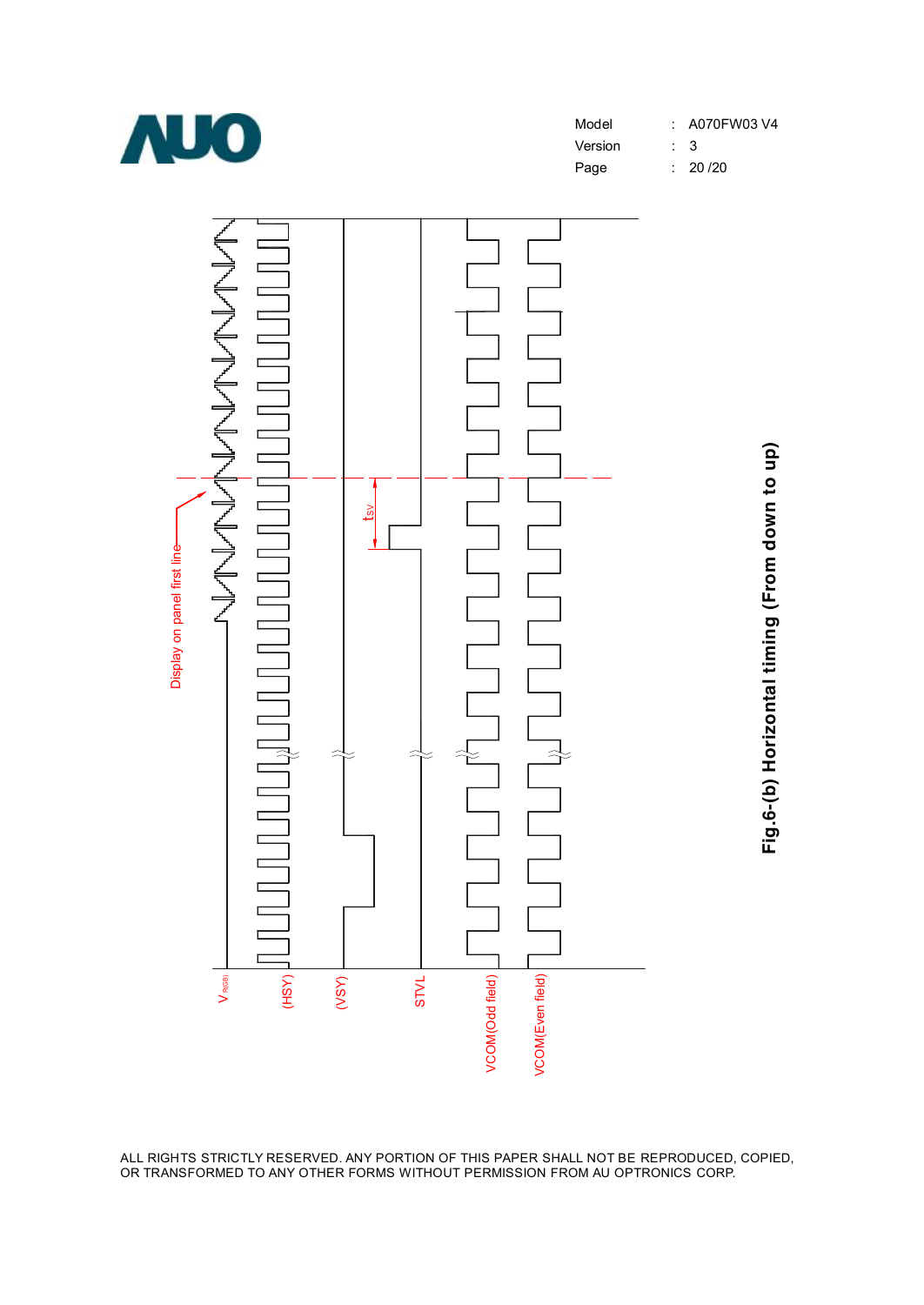Display on panel first line

$t_{SV}$

$V_{R(GB)}$

(HSY)

(VSY)

STVL

VCOM(Odd field)

VCOM(Even field)

**Fig.6-(b) Horizontal timing (From down to up)**

ALL RIGHTS STRICTLY RESERVED. ANY PORTION OF THIS PAPER SHALL NOT BE REPRODUCED, COPIED, OR TRANSFORMED TO ANY OTHER FORMS WITHOUT PERMISSION FROM AU OPTRONICS CORP.